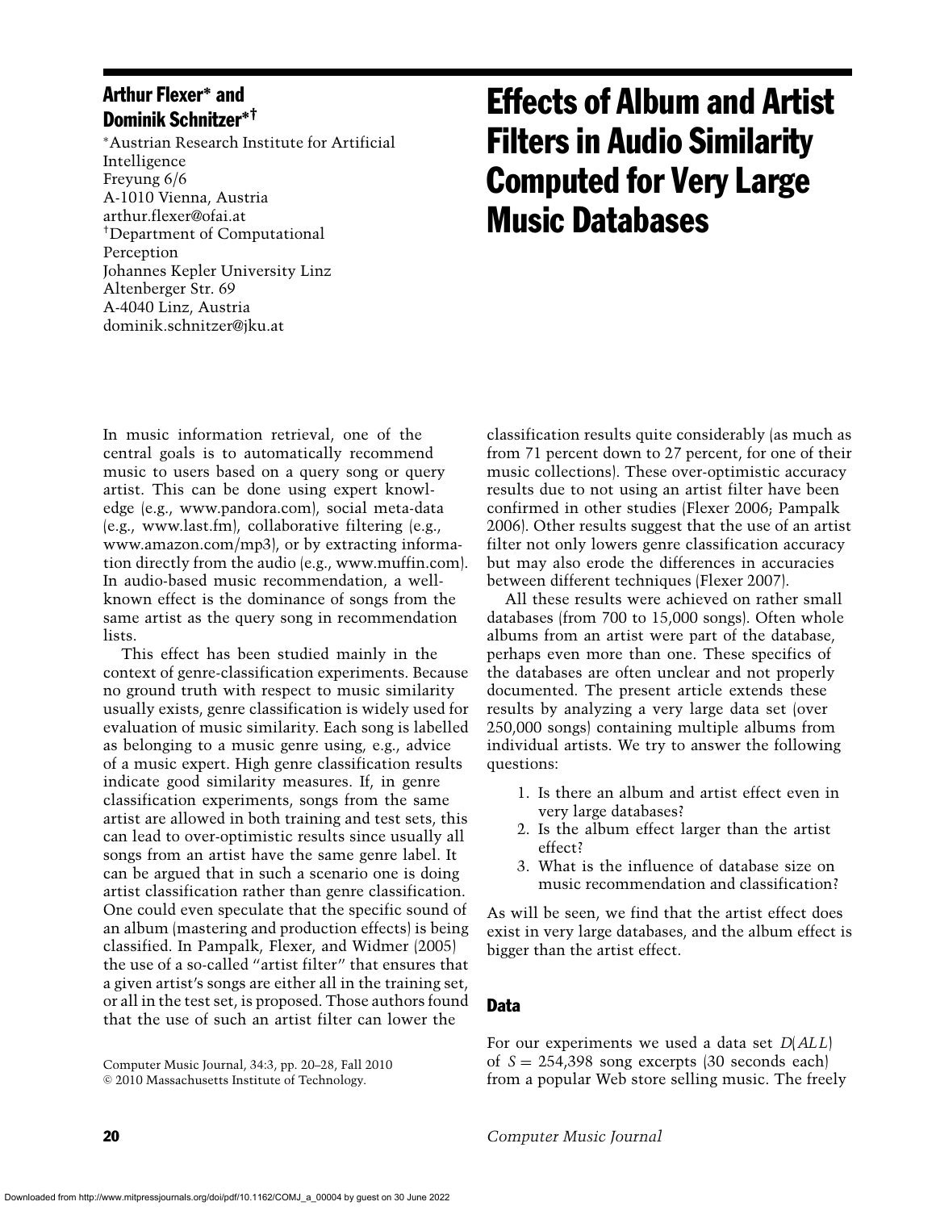# Effects of Album and Artist Filters in Audio Similarity Computed for Very Large Music Databases

**Arthur Flexer\* and Dominik Schnitzer\*†**

\*Austrian Research Institute for Artificial Intelligence
Freyung 6/6
A-1010 Vienna, Austria
arthur.flexer@ofai.at
†Department of Computational Perception
Johannes Kepler University Linz
Altenberger Str. 69
A-4040 Linz, Austria
dominik.schnitzer@jku.at

In music information retrieval, one of the central goals is to automatically recommend music to users based on a query song or query artist. This can be done using expert knowledge (e.g., www.pandora.com), social meta-data (e.g., www.last.fm), collaborative filtering (e.g., www.amazon.com/mp3), or by extracting information directly from the audio (e.g., www.muffin.com). In audio-based music recommendation, a well-known effect is the dominance of songs from the same artist as the query song in recommendation lists.

This effect has been studied mainly in the context of genre-classification experiments. Because no ground truth with respect to music similarity usually exists, genre classification is widely used for evaluation of music similarity. Each song is labelled as belonging to a music genre using, e.g., advice of a music expert. High genre classification results indicate good similarity measures. If, in genre classification experiments, songs from the same artist are allowed in both training and test sets, this can lead to over-optimistic results since usually all songs from an artist have the same genre label. It can be argued that in such a scenario one is doing artist classification rather than genre classification. One could even speculate that the specific sound of an album (mastering and production effects) is being classified. In Pampalk, Flexer, and Widmer (2005) the use of a so-called "artist filter" that ensures that a given artist's songs are either all in the training set, or all in the test set, is proposed. Those authors found that the use of such an artist filter can lower the classification results quite considerably (as much as from 71 percent down to 27 percent, for one of their music collections). These over-optimistic accuracy results due to not using an artist filter have been confirmed in other studies (Flexer 2006; Pampalk 2006). Other results suggest that the use of an artist filter not only lowers genre classification accuracy but may also erode the differences in accuracies between different techniques (Flexer 2007).

All these results were achieved on rather small databases (from 700 to 15,000 songs). Often whole albums from an artist were part of the database, perhaps even more than one. These specifics of the databases are often unclear and not properly documented. The present article extends these results by analyzing a very large data set (over 250,000 songs) containing multiple albums from individual artists. We try to answer the following questions:

1. Is there an album and artist effect even in very large databases?
2. Is the album effect larger than the artist effect?
3. What is the influence of database size on music recommendation and classification?

As will be seen, we find that the artist effect does exist in very large databases, and the album effect is bigger than the artist effect.

## Data

For our experiments we used a data set $D(ALL)$ of $S = 254{,}398$ song excerpts (30 seconds each) from a popular Web store selling music. The freely

Computer Music Journal, 34:3, pp. 20–28, Fall 2010
© 2010 Massachusetts Institute of Technology.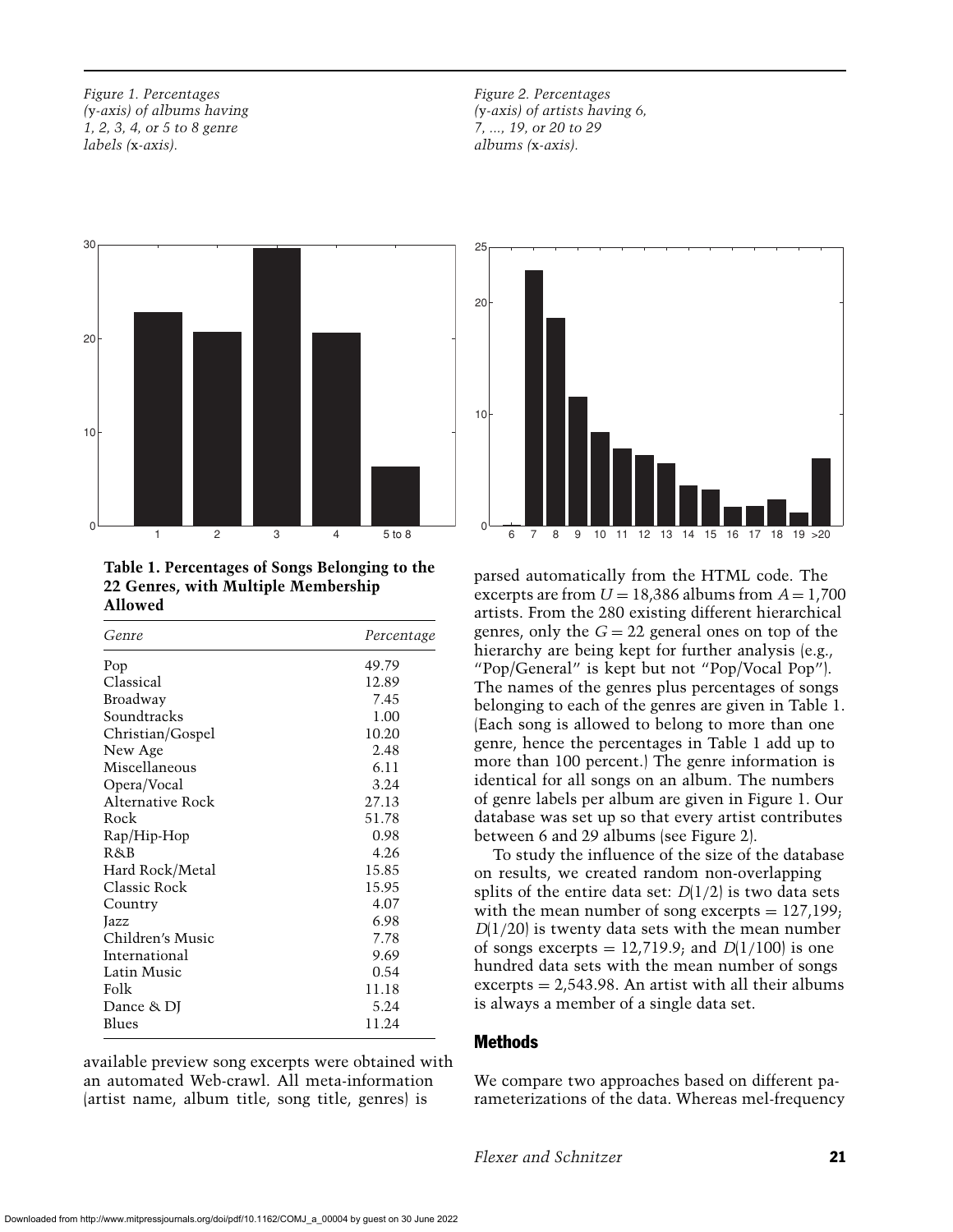*Figure 1. Percentages (y-axis) of albums having 1, 2, 3, 4, or 5 to 8 genre labels (x-axis).*

*Figure 2. Percentages (y-axis) of artists having 6, 7, ..., 19, or 20 to 29 albums (x-axis).*

**Table 1. Percentages of Songs Belonging to the 22 Genres, with Multiple Membership Allowed**

| *Genre* | *Percentage* |
|---|---|
| Pop | 49.79 |
| Classical | 12.89 |
| Broadway | 7.45 |
| Soundtracks | 1.00 |
| Christian/Gospel | 10.20 |
| New Age | 2.48 |
| Miscellaneous | 6.11 |
| Opera/Vocal | 3.24 |
| Alternative Rock | 27.13 |
| Rock | 51.78 |
| Rap/Hip-Hop | 0.98 |
| R&B | 4.26 |
| Hard Rock/Metal | 15.85 |
| Classic Rock | 15.95 |
| Country | 4.07 |
| Jazz | 6.98 |
| Children's Music | 7.78 |
| International | 9.69 |
| Latin Music | 0.54 |
| Folk | 11.18 |
| Dance & DJ | 5.24 |
| Blues | 11.24 |

available preview song excerpts were obtained with an automated Web-crawl. All meta-information (artist name, album title, song title, genres) is parsed automatically from the HTML code. The excerpts are from $U = 18{,}386$ albums from $A = 1{,}700$ artists. From the 280 existing different hierarchical genres, only the $G = 22$ general ones on top of the hierarchy are being kept for further analysis (e.g., "Pop/General" is kept but not "Pop/Vocal Pop"). The names of the genres plus percentages of songs belonging to each of the genres are given in Table 1. (Each song is allowed to belong to more than one genre, hence the percentages in Table 1 add up to more than 100 percent.) The genre information is identical for all songs on an album. The numbers of genre labels per album are given in Figure 1. Our database was set up so that every artist contributes between 6 and 29 albums (see Figure 2).

To study the influence of the size of the database on results, we created random non-overlapping splits of the entire data set: $D(1/2)$ is two data sets with the mean number of song excerpts = 127,199; $D(1/20)$ is twenty data sets with the mean number of songs excerpts = 12,719.9; and $D(1/100)$ is one hundred data sets with the mean number of songs excerpts = 2,543.98. An artist with all their albums is always a member of a single data set.

## Methods

We compare two approaches based on different parameterizations of the data. Whereas mel-frequency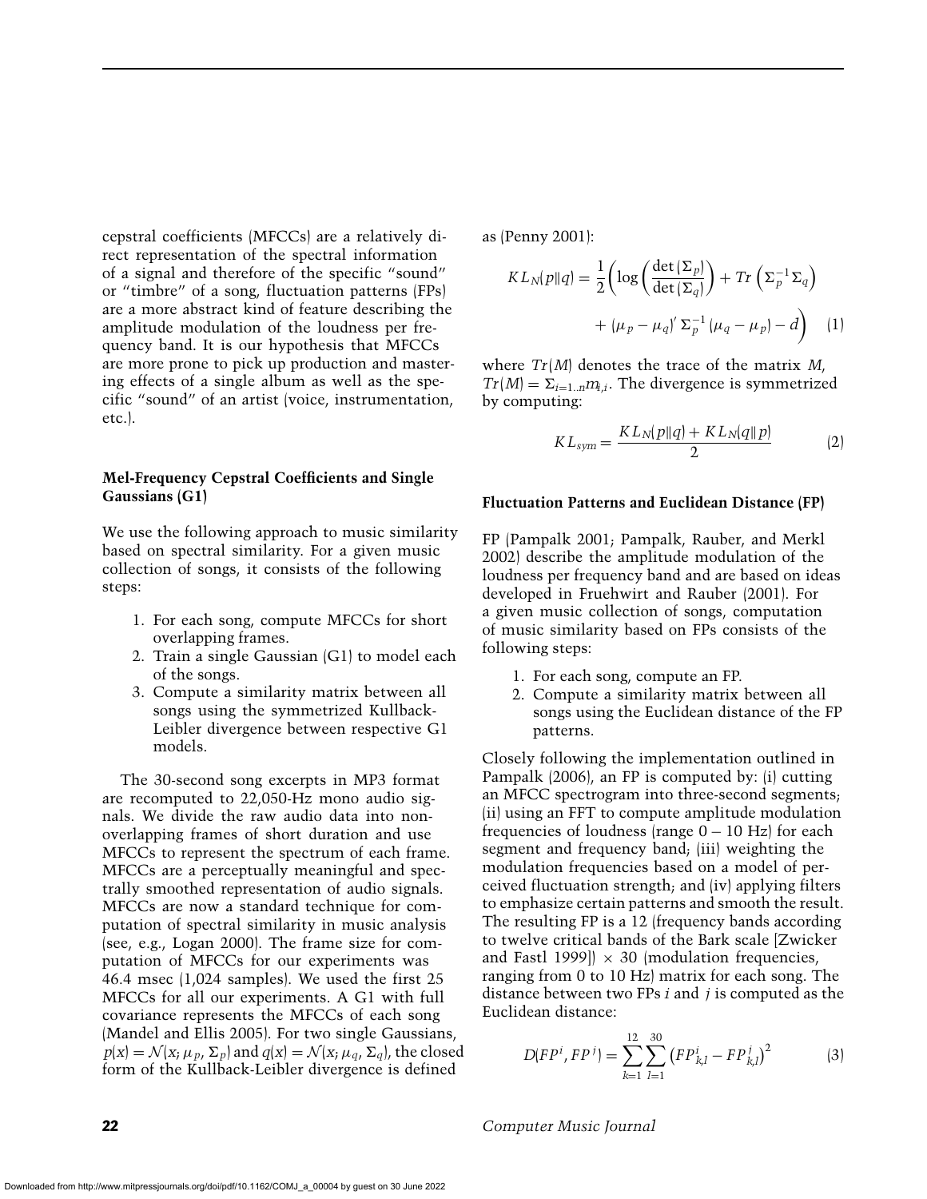cepstral coefficients (MFCCs) are a relatively direct representation of the spectral information of a signal and therefore of the specific "sound" or "timbre" of a song, fluctuation patterns (FPs) are a more abstract kind of feature describing the amplitude modulation of the loudness per frequency band. It is our hypothesis that MFCCs are more prone to pick up production and mastering effects of a single album as well as the specific "sound" of an artist (voice, instrumentation, etc.).

### Mel-Frequency Cepstral Coefficients and Single Gaussians (G1)

We use the following approach to music similarity based on spectral similarity. For a given music collection of songs, it consists of the following steps:

1. For each song, compute MFCCs for short overlapping frames.
2. Train a single Gaussian (G1) to model each of the songs.
3. Compute a similarity matrix between all songs using the symmetrized Kullback-Leibler divergence between respective G1 models.

The 30-second song excerpts in MP3 format are recomputed to 22,050-Hz mono audio signals. We divide the raw audio data into non-overlapping frames of short duration and use MFCCs to represent the spectrum of each frame. MFCCs are a perceptually meaningful and spectrally smoothed representation of audio signals. MFCCs are now a standard technique for computation of spectral similarity in music analysis (see, e.g., Logan 2000). The frame size for computation of MFCCs for our experiments was 46.4 msec (1,024 samples). We used the first 25 MFCCs for all our experiments. A G1 with full covariance represents the MFCCs of each song (Mandel and Ellis 2005). For two single Gaussians, $p(x) = \mathcal{N}(x; \mu_p, \Sigma_p)$ and $q(x) = \mathcal{N}(x; \mu_q, \Sigma_q)$, the closed form of the Kullback-Leibler divergence is defined as (Penny 2001):

$$KL_N(p\|q) = \frac{1}{2}\left(\log\left(\frac{\det(\Sigma_p)}{\det(\Sigma_q)}\right) + Tr\left(\Sigma_p^{-1}\Sigma_q\right) + (\mu_p - \mu_q)'\,\Sigma_p^{-1}(\mu_q - \mu_p) - d\right) \quad (1)$$

where $Tr(M)$ denotes the trace of the matrix $M$, $Tr(M) = \Sigma_{i=1..n} m_{i,i}$. The divergence is symmetrized by computing:

$$KL_{sym} = \frac{KL_N(p\|q) + KL_N(q\|p)}{2} \quad (2)$$

### Fluctuation Patterns and Euclidean Distance (FP)

FP (Pampalk 2001; Pampalk, Rauber, and Merkl 2002) describe the amplitude modulation of the loudness per frequency band and are based on ideas developed in Fruehwirt and Rauber (2001). For a given music collection of songs, computation of music similarity based on FPs consists of the following steps:

1. For each song, compute an FP.
2. Compute a similarity matrix between all songs using the Euclidean distance of the FP patterns.

Closely following the implementation outlined in Pampalk (2006), an FP is computed by: (i) cutting an MFCC spectrogram into three-second segments; (ii) using an FFT to compute amplitude modulation frequencies of loudness (range 0 – 10 Hz) for each segment and frequency band; (iii) weighting the modulation frequencies based on a model of perceived fluctuation strength; and (iv) applying filters to emphasize certain patterns and smooth the result. The resulting FP is a 12 (frequency bands according to twelve critical bands of the Bark scale [Zwicker and Fastl 1999]) × 30 (modulation frequencies, ranging from 0 to 10 Hz) matrix for each song. The distance between two FPs $i$ and $j$ is computed as the Euclidean distance:

$$D(FP^i, FP^j) = \sum_{k=1}^{12}\sum_{l=1}^{30}\left(FP^i_{k,l} - FP^j_{k,l}\right)^2 \quad (3)$$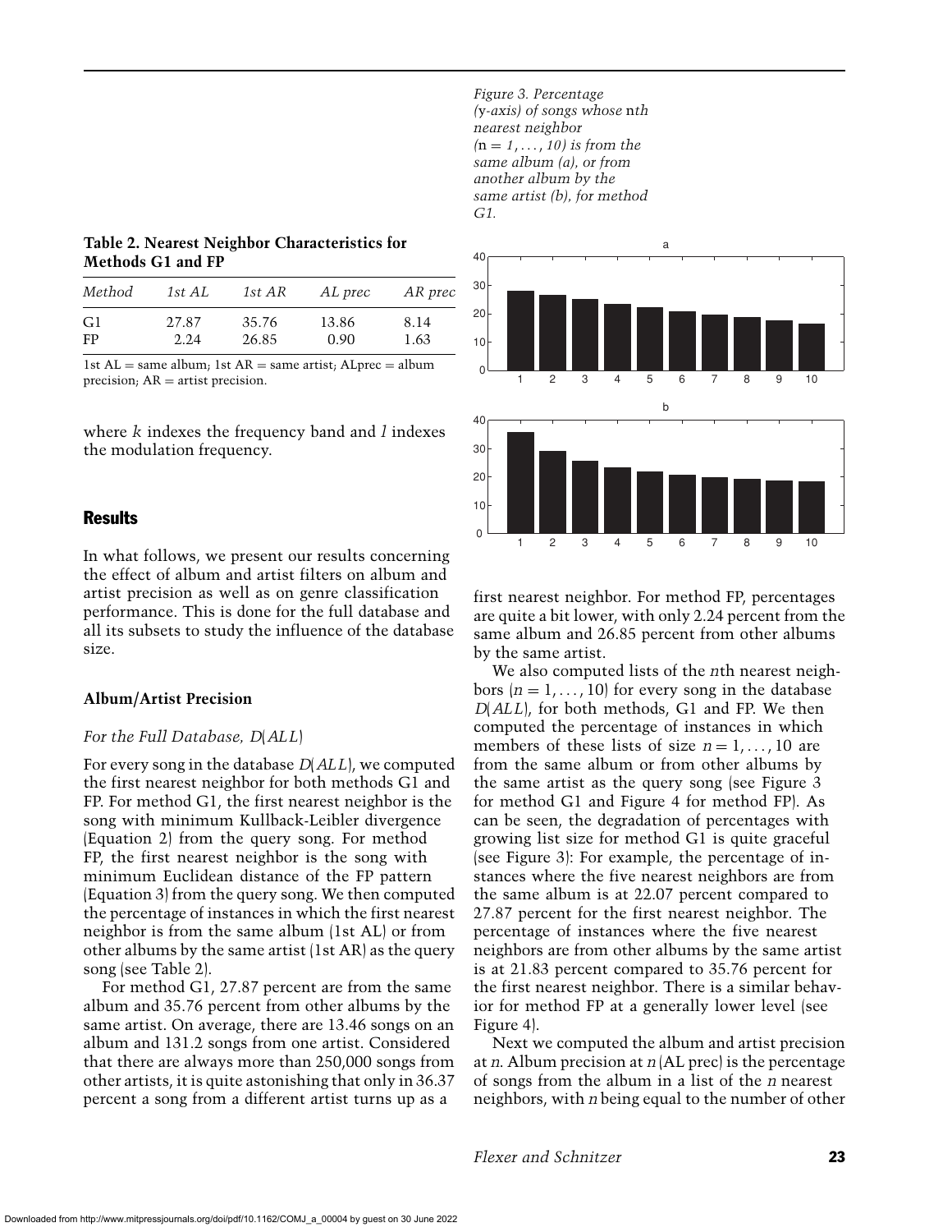Figure 3. Percentage (y-axis) of songs whose nth nearest neighbor (n = 1, ..., 10) is from the same album (a), or from another album by the same artist (b), for method G1.

**Table 2. Nearest Neighbor Characteristics for Methods G1 and FP**

| *Method* | *1st AL* | *1st AR* | *AL prec* | *AR prec* |
|---|---|---|---|---|
| G1 | 27.87 | 35.76 | 13.86 | 8.14 |
| FP | 2.24 | 26.85 | 0.90 | 1.63 |

1st AL = same album; 1st AR = same artist; ALprec = album precision; AR = artist precision.

where $k$ indexes the frequency band and $l$ indexes the modulation frequency.

## Results

In what follows, we present our results concerning the effect of album and artist filters on album and artist precision as well as on genre classification performance. This is done for the full database and all its subsets to study the influence of the database size.

### Album/Artist Precision

#### *For the Full Database, $D(ALL)$*

For every song in the database $D(ALL)$, we computed the first nearest neighbor for both methods G1 and FP. For method G1, the first nearest neighbor is the song with minimum Kullback-Leibler divergence (Equation 2) from the query song. For method FP, the first nearest neighbor is the song with minimum Euclidean distance of the FP pattern (Equation 3) from the query song. We then computed the percentage of instances in which the first nearest neighbor is from the same album (1st AL) or from other albums by the same artist (1st AR) as the query song (see Table 2).

For method G1, 27.87 percent are from the same album and 35.76 percent from other albums by the same artist. On average, there are 13.46 songs on an album and 131.2 songs from one artist. Considered that there are always more than 250,000 songs from other artists, it is quite astonishing that only in 36.37 percent a song from a different artist turns up as a first nearest neighbor. For method FP, percentages are quite a bit lower, with only 2.24 percent from the same album and 26.85 percent from other albums by the same artist.

We also computed lists of the $n$th nearest neighbors ($n = 1, \ldots, 10$) for every song in the database $D(ALL)$, for both methods, G1 and FP. We then computed the percentage of instances in which members of these lists of size $n = 1, \ldots, 10$ are from the same album or from other albums by the same artist as the query song (see Figure 3 for method G1 and Figure 4 for method FP). As can be seen, the degradation of percentages with growing list size for method G1 is quite graceful (see Figure 3): For example, the percentage of instances where the five nearest neighbors are from the same album is at 22.07 percent compared to 27.87 percent for the first nearest neighbor. The percentage of instances where the five nearest neighbors are from other albums by the same artist is at 21.83 percent compared to 35.76 percent for the first nearest neighbor. There is a similar behavior for method FP at a generally lower level (see Figure 4).

Next we computed the album and artist precision at $n$. Album precision at $n$ (AL prec) is the percentage of songs from the album in a list of the $n$ nearest neighbors, with $n$ being equal to the number of other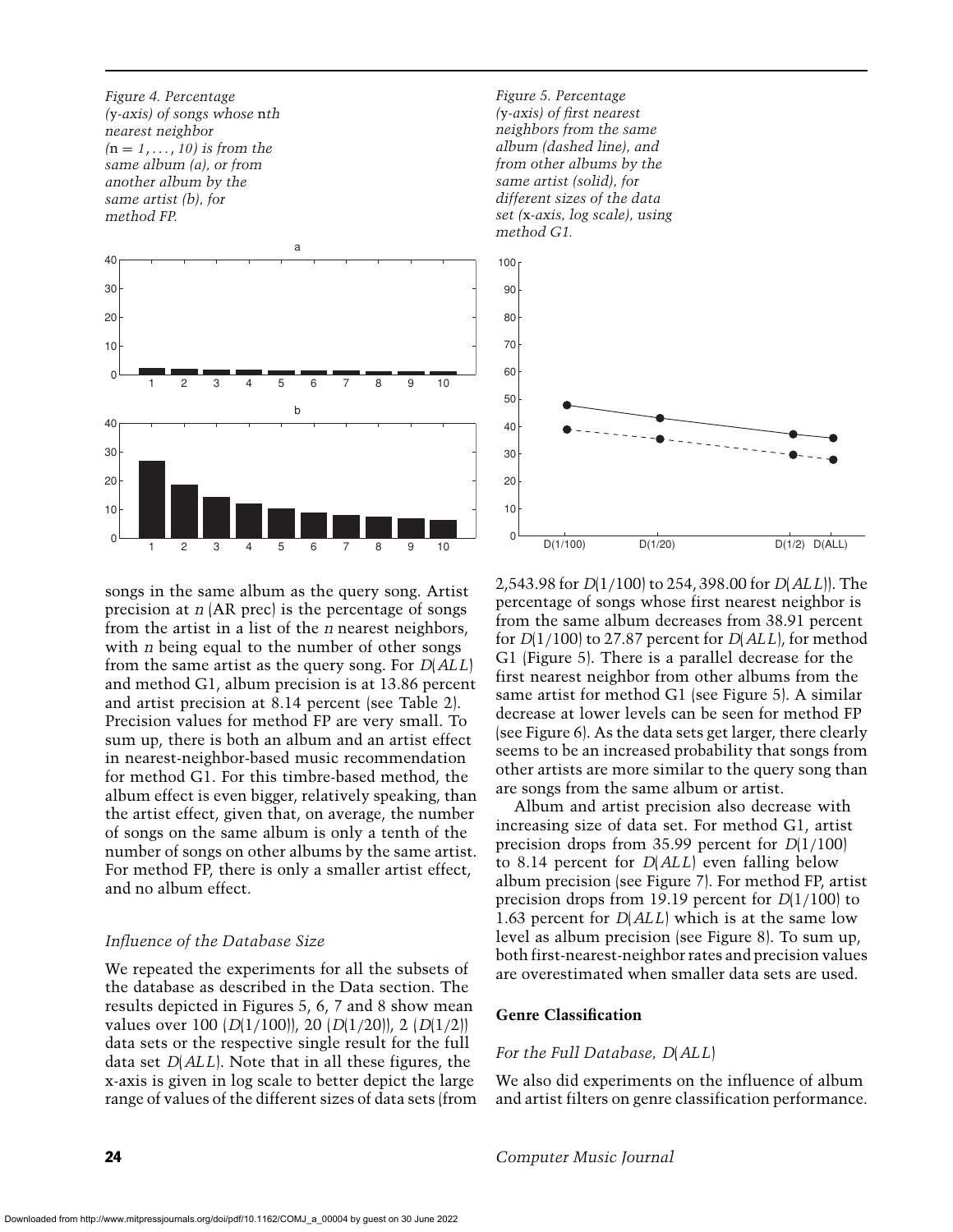Figure 4. Percentage (y-axis) of songs whose nth nearest neighbor (n = 1, ..., 10) is from the same album (a), or from another album by the same artist (b), for method FP.

Figure 5. Percentage (y-axis) of first nearest neighbors from the same album (dashed line), and from other albums by the same artist (solid), for different sizes of the data set (x-axis, log scale), using method G1.

songs in the same album as the query song. Artist precision at $n$ (AR prec) is the percentage of songs from the artist in a list of the $n$ nearest neighbors, with $n$ being equal to the number of other songs from the same artist as the query song. For $D(ALL)$ and method G1, album precision is at 13.86 percent and artist precision at 8.14 percent (see Table 2). Precision values for method FP are very small. To sum up, there is both an album and an artist effect in nearest-neighbor-based music recommendation for method G1. For this timbre-based method, the album effect is even bigger, relatively speaking, than the artist effect, given that, on average, the number of songs on the same album is only a tenth of the number of songs on other albums by the same artist. For method FP, there is only a smaller artist effect, and no album effect.

### *Influence of the Database Size*

We repeated the experiments for all the subsets of the database as described in the Data section. The results depicted in Figures 5, 6, 7 and 8 show mean values over 100 ($D(1/100)$), 20 ($D(1/20)$), 2 ($D(1/2)$) data sets or the respective single result for the full data set $D(ALL)$. Note that in all these figures, the x-axis is given in log scale to better depict the large range of values of the different sizes of data sets (from 2,543.98 for $D(1/100)$ to 254,398.00 for $D(ALL)$). The percentage of songs whose first nearest neighbor is from the same album decreases from 38.91 percent for $D(1/100)$ to 27.87 percent for $D(ALL)$, for method G1 (Figure 5). There is a parallel decrease for the first nearest neighbor from other albums from the same artist for method G1 (see Figure 5). A similar decrease at lower levels can be seen for method FP (see Figure 6). As the data sets get larger, there clearly seems to be an increased probability that songs from other artists are more similar to the query song than are songs from the same album or artist.

Album and artist precision also decrease with increasing size of data set. For method G1, artist precision drops from 35.99 percent for $D(1/100)$ to 8.14 percent for $D(ALL)$ even falling below album precision (see Figure 7). For method FP, artist precision drops from 19.19 percent for $D(1/100)$ to 1.63 percent for $D(ALL)$ which is at the same low level as album precision (see Figure 8). To sum up, both first-nearest-neighbor rates and precision values are overestimated when smaller data sets are used.

## Genre Classification

### *For the Full Database, $D(ALL)$*

We also did experiments on the influence of album and artist filters on genre classification performance.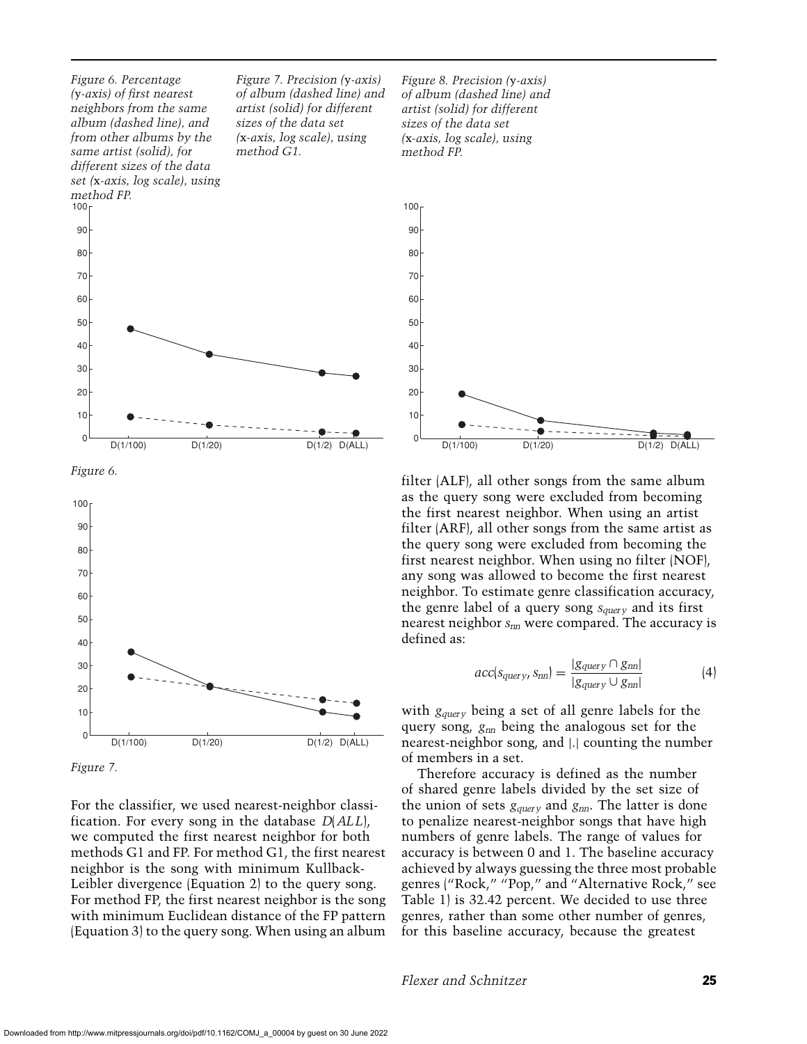*Figure 6. Percentage (y-axis) of first nearest neighbors from the same album (dashed line), and from other albums by the same artist (solid), for different sizes of the data set (x-axis, log scale), using method FP.*

*Figure 7. Precision (y-axis) of album (dashed line) and artist (solid) for different sizes of the data set (x-axis, log scale), using method G1.*

*Figure 8. Precision (y-axis) of album (dashed line) and artist (solid) for different sizes of the data set (x-axis, log scale), using method FP.*

*Figure 6.*

*Figure 7.*

For the classifier, we used nearest-neighbor classification. For every song in the database $D(ALL)$, we computed the first nearest neighbor for both methods G1 and FP. For method G1, the first nearest neighbor is the song with minimum Kullback-Leibler divergence (Equation 2) to the query song. For method FP, the first nearest neighbor is the song with minimum Euclidean distance of the FP pattern (Equation 3) to the query song. When using an album filter (ALF), all other songs from the same album as the query song were excluded from becoming the first nearest neighbor. When using an artist filter (ARF), all other songs from the same artist as the query song were excluded from becoming the first nearest neighbor. When using no filter (NOF), any song was allowed to become the first nearest neighbor. To estimate genre classification accuracy, the genre label of a query song $s_{query}$ and its first nearest neighbor $s_{nn}$ were compared. The accuracy is defined as:

$$acc(s_{query}, s_{nn}) = \frac{|g_{query} \cap g_{nn}|}{|g_{query} \cup g_{nn}|} \quad (4)$$

with $g_{query}$ being a set of all genre labels for the query song, $g_{nn}$ being the analogous set for the nearest-neighbor song, and $|.|$ counting the number of members in a set.

Therefore accuracy is defined as the number of shared genre labels divided by the set size of the union of sets $g_{query}$ and $g_{nn}$. The latter is done to penalize nearest-neighbor songs that have high numbers of genre labels. The range of values for accuracy is between 0 and 1. The baseline accuracy achieved by always guessing the three most probable genres ("Rock," "Pop," and "Alternative Rock," see Table 1) is 32.42 percent. We decided to use three genres, rather than some other number of genres, for this baseline accuracy, because the greatest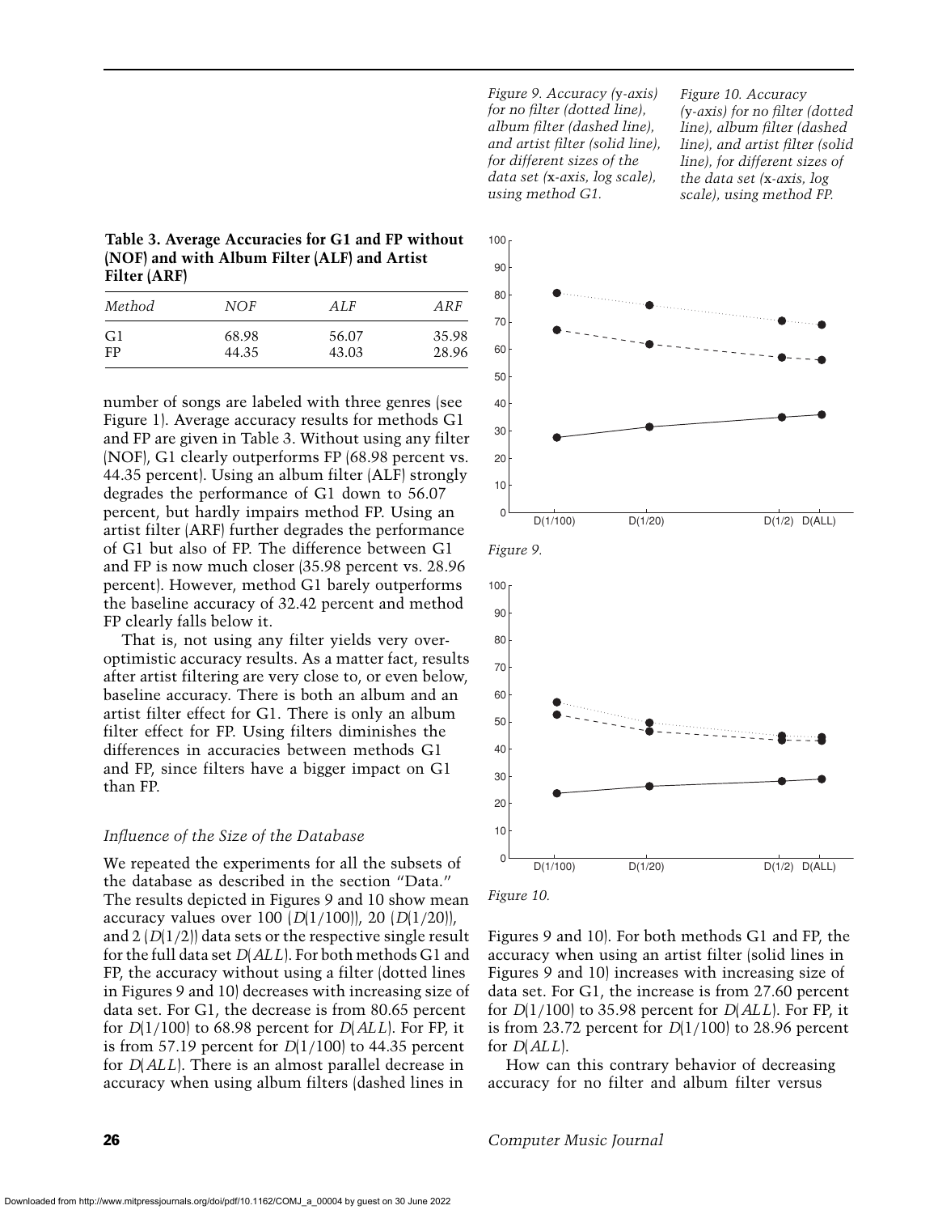*Figure 9. Accuracy (y-axis) for no filter (dotted line), album filter (dashed line), and artist filter (solid line), for different sizes of the data set (x-axis, log scale), using method G1.*

*Figure 10. Accuracy (y-axis) for no filter (dotted line), album filter (dashed line), and artist filter (solid line), for different sizes of the data set (x-axis, log scale), using method FP.*

**Table 3. Average Accuracies for G1 and FP without (NOF) and with Album Filter (ALF) and Artist Filter (ARF)**

| *Method* | *NOF* | *ALF* | *ARF* |
|---|---|---|---|
| G1 | 68.98 | 56.07 | 35.98 |
| FP | 44.35 | 43.03 | 28.96 |

number of songs are labeled with three genres (see Figure 1). Average accuracy results for methods G1 and FP are given in Table 3. Without using any filter (NOF), G1 clearly outperforms FP (68.98 percent vs. 44.35 percent). Using an album filter (ALF) strongly degrades the performance of G1 down to 56.07 percent, but hardly impairs method FP. Using an artist filter (ARF) further degrades the performance of G1 but also of FP. The difference between G1 and FP is now much closer (35.98 percent vs. 28.96 percent). However, method G1 barely outperforms the baseline accuracy of 32.42 percent and method FP clearly falls below it.

That is, not using any filter yields very over-optimistic accuracy results. As a matter fact, results after artist filtering are very close to, or even below, baseline accuracy. There is both an album and an artist filter effect for G1. There is only an album filter effect for FP. Using filters diminishes the differences in accuracies between methods G1 and FP, since filters have a bigger impact on G1 than FP.

### *Influence of the Size of the Database*

We repeated the experiments for all the subsets of the database as described in the section "Data." The results depicted in Figures 9 and 10 show mean accuracy values over 100 ($D(1/100)$), 20 ($D(1/20)$), and 2 ($D(1/2)$) data sets or the respective single result for the full data set $D(ALL)$. For both methods G1 and FP, the accuracy without using a filter (dotted lines in Figures 9 and 10) decreases with increasing size of data set. For G1, the decrease is from 80.65 percent for $D(1/100)$ to 68.98 percent for $D(ALL)$. For FP, it is from 57.19 percent for $D(1/100)$ to 44.35 percent for $D(ALL)$. There is an almost parallel decrease in accuracy when using album filters (dashed lines in Figures 9 and 10). For both methods G1 and FP, the accuracy when using an artist filter (solid lines in Figures 9 and 10) increases with increasing size of data set. For G1, the increase is from 27.60 percent for $D(1/100)$ to 35.98 percent for $D(ALL)$. For FP, it is from 23.72 percent for $D(1/100)$ to 28.96 percent for $D(ALL)$.

How can this contrary behavior of decreasing accuracy for no filter and album filter versus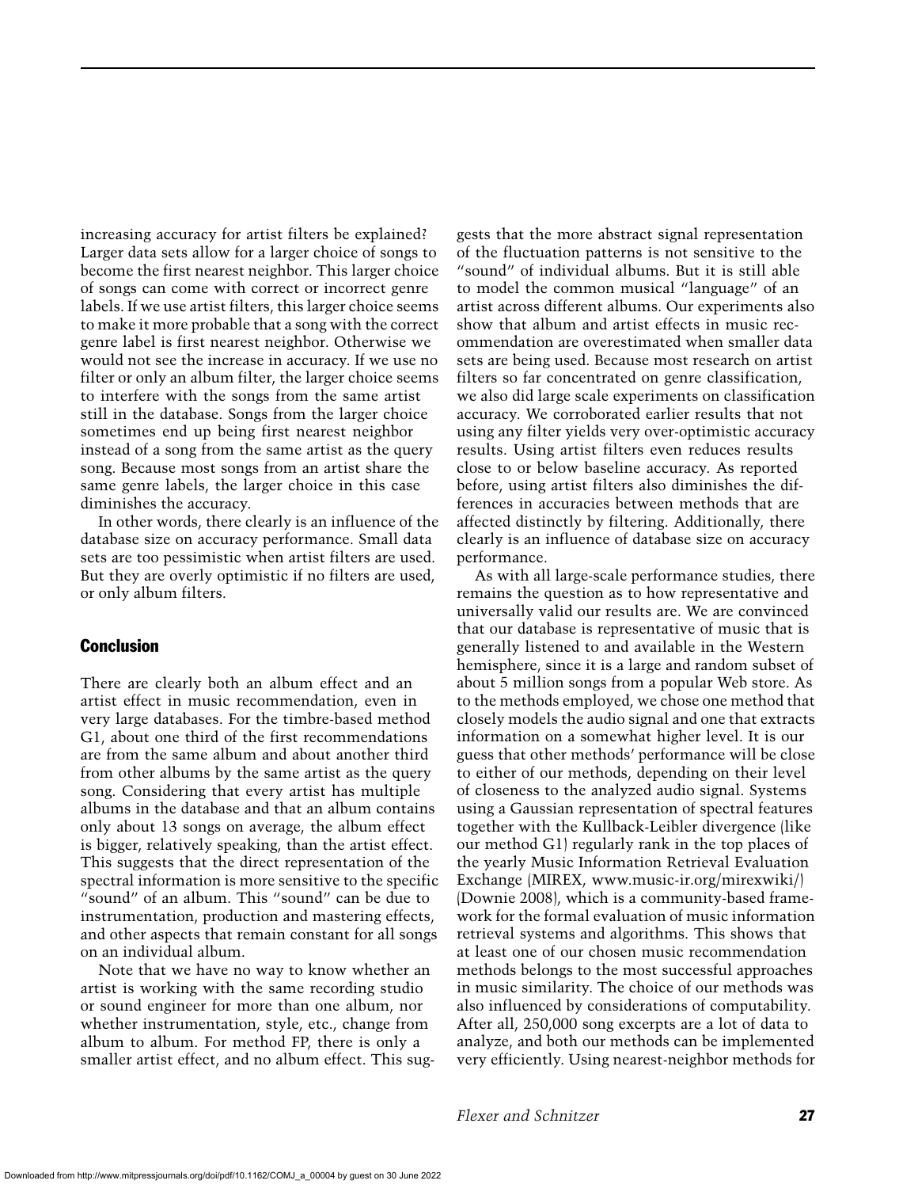increasing accuracy for artist filters be explained? Larger data sets allow for a larger choice of songs to become the first nearest neighbor. This larger choice of songs can come with correct or incorrect genre labels. If we use artist filters, this larger choice seems to make it more probable that a song with the correct genre label is first nearest neighbor. Otherwise we would not see the increase in accuracy. If we use no filter or only an album filter, the larger choice seems to interfere with the songs from the same artist still in the database. Songs from the larger choice sometimes end up being first nearest neighbor instead of a song from the same artist as the query song. Because most songs from an artist share the same genre labels, the larger choice in this case diminishes the accuracy.

In other words, there clearly is an influence of the database size on accuracy performance. Small data sets are too pessimistic when artist filters are used. But they are overly optimistic if no filters are used, or only album filters.

## Conclusion

There are clearly both an album effect and an artist effect in music recommendation, even in very large databases. For the timbre-based method G1, about one third of the first recommendations are from the same album and about another third from other albums by the same artist as the query song. Considering that every artist has multiple albums in the database and that an album contains only about 13 songs on average, the album effect is bigger, relatively speaking, than the artist effect. This suggests that the direct representation of the spectral information is more sensitive to the specific "sound" of an album. This "sound" can be due to instrumentation, production and mastering effects, and other aspects that remain constant for all songs on an individual album.

Note that we have no way to know whether an artist is working with the same recording studio or sound engineer for more than one album, nor whether instrumentation, style, etc., change from album to album. For method FP, there is only a smaller artist effect, and no album effect. This suggests that the more abstract signal representation of the fluctuation patterns is not sensitive to the "sound" of individual albums. But it is still able to model the common musical "language" of an artist across different albums. Our experiments also show that album and artist effects in music recommendation are overestimated when smaller data sets are being used. Because most research on artist filters so far concentrated on genre classification, we also did large scale experiments on classification accuracy. We corroborated earlier results that not using any filter yields very over-optimistic accuracy results. Using artist filters even reduces results close to or below baseline accuracy. As reported before, using artist filters also diminishes the differences in accuracies between methods that are affected distinctly by filtering. Additionally, there clearly is an influence of database size on accuracy performance.

As with all large-scale performance studies, there remains the question as to how representative and universally valid our results are. We are convinced that our database is representative of music that is generally listened to and available in the Western hemisphere, since it is a large and random subset of about 5 million songs from a popular Web store. As to the methods employed, we chose one method that closely models the audio signal and one that extracts information on a somewhat higher level. It is our guess that other methods' performance will be close to either of our methods, depending on their level of closeness to the analyzed audio signal. Systems using a Gaussian representation of spectral features together with the Kullback-Leibler divergence (like our method G1) regularly rank in the top places of the yearly Music Information Retrieval Evaluation Exchange (MIREX, www.music-ir.org/mirexwiki/) (Downie 2008), which is a community-based framework for the formal evaluation of music information retrieval systems and algorithms. This shows that at least one of our chosen music recommendation methods belongs to the most successful approaches in music similarity. The choice of our methods was also influenced by considerations of computability. After all, 250,000 song excerpts are a lot of data to analyze, and both our methods can be implemented very efficiently. Using nearest-neighbor methods for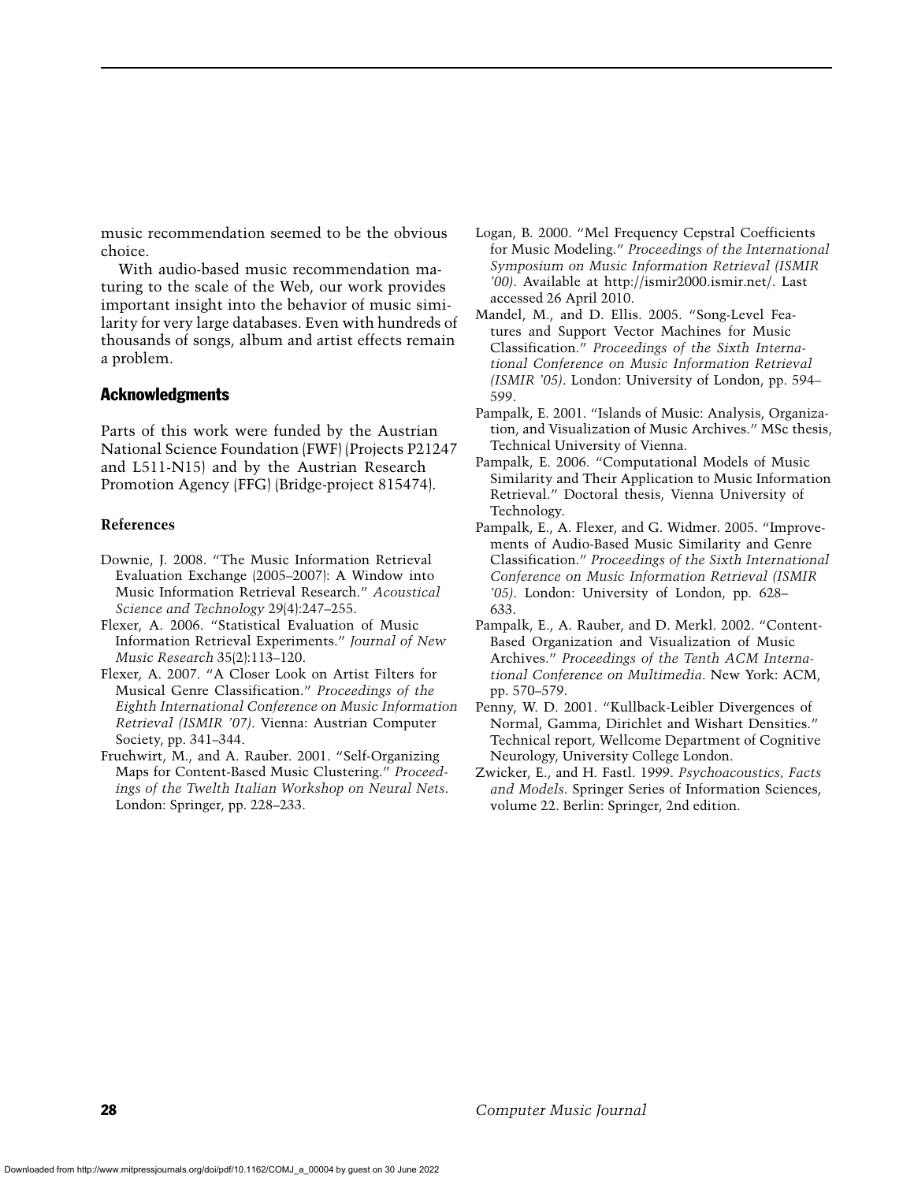music recommendation seemed to be the obvious choice.

With audio-based music recommendation maturing to the scale of the Web, our work provides important insight into the behavior of music similarity for very large databases. Even with hundreds of thousands of songs, album and artist effects remain a problem.

## Acknowledgments

Parts of this work were funded by the Austrian National Science Foundation (FWF) (Projects P21247 and L511-N15) and by the Austrian Research Promotion Agency (FFG) (Bridge-project 815474).

### References

Downie, J. 2008. "The Music Information Retrieval Evaluation Exchange (2005–2007): A Window into Music Information Retrieval Research." *Acoustical Science and Technology* 29(4):247–255.

Flexer, A. 2006. "Statistical Evaluation of Music Information Retrieval Experiments." *Journal of New Music Research* 35(2):113–120.

Flexer, A. 2007. "A Closer Look on Artist Filters for Musical Genre Classification." *Proceedings of the Eighth International Conference on Music Information Retrieval (ISMIR '07)*. Vienna: Austrian Computer Society, pp. 341–344.

Fruehwirt, M., and A. Rauber. 2001. "Self-Organizing Maps for Content-Based Music Clustering." *Proceedings of the Twelth Italian Workshop on Neural Nets*. London: Springer, pp. 228–233.

Logan, B. 2000. "Mel Frequency Cepstral Coefficients for Music Modeling." *Proceedings of the International Symposium on Music Information Retrieval (ISMIR '00)*. Available at http://ismir2000.ismir.net/. Last accessed 26 April 2010.

Mandel, M., and D. Ellis. 2005. "Song-Level Features and Support Vector Machines for Music Classification." *Proceedings of the Sixth International Conference on Music Information Retrieval (ISMIR '05)*. London: University of London, pp. 594–599.

Pampalk, E. 2001. "Islands of Music: Analysis, Organization, and Visualization of Music Archives." MSc thesis, Technical University of Vienna.

Pampalk, E. 2006. "Computational Models of Music Similarity and Their Application to Music Information Retrieval." Doctoral thesis, Vienna University of Technology.

Pampalk, E., A. Flexer, and G. Widmer. 2005. "Improvements of Audio-Based Music Similarity and Genre Classification." *Proceedings of the Sixth International Conference on Music Information Retrieval (ISMIR '05)*. London: University of London, pp. 628–633.

Pampalk, E., A. Rauber, and D. Merkl. 2002. "Content-Based Organization and Visualization of Music Archives." *Proceedings of the Tenth ACM International Conference on Multimedia*. New York: ACM, pp. 570–579.

Penny, W. D. 2001. "Kullback-Leibler Divergences of Normal, Gamma, Dirichlet and Wishart Densities." Technical report, Wellcome Department of Cognitive Neurology, University College London.

Zwicker, E., and H. Fastl. 1999. *Psychoacoustics, Facts and Models*. Springer Series of Information Sciences, volume 22. Berlin: Springer, 2nd edition.